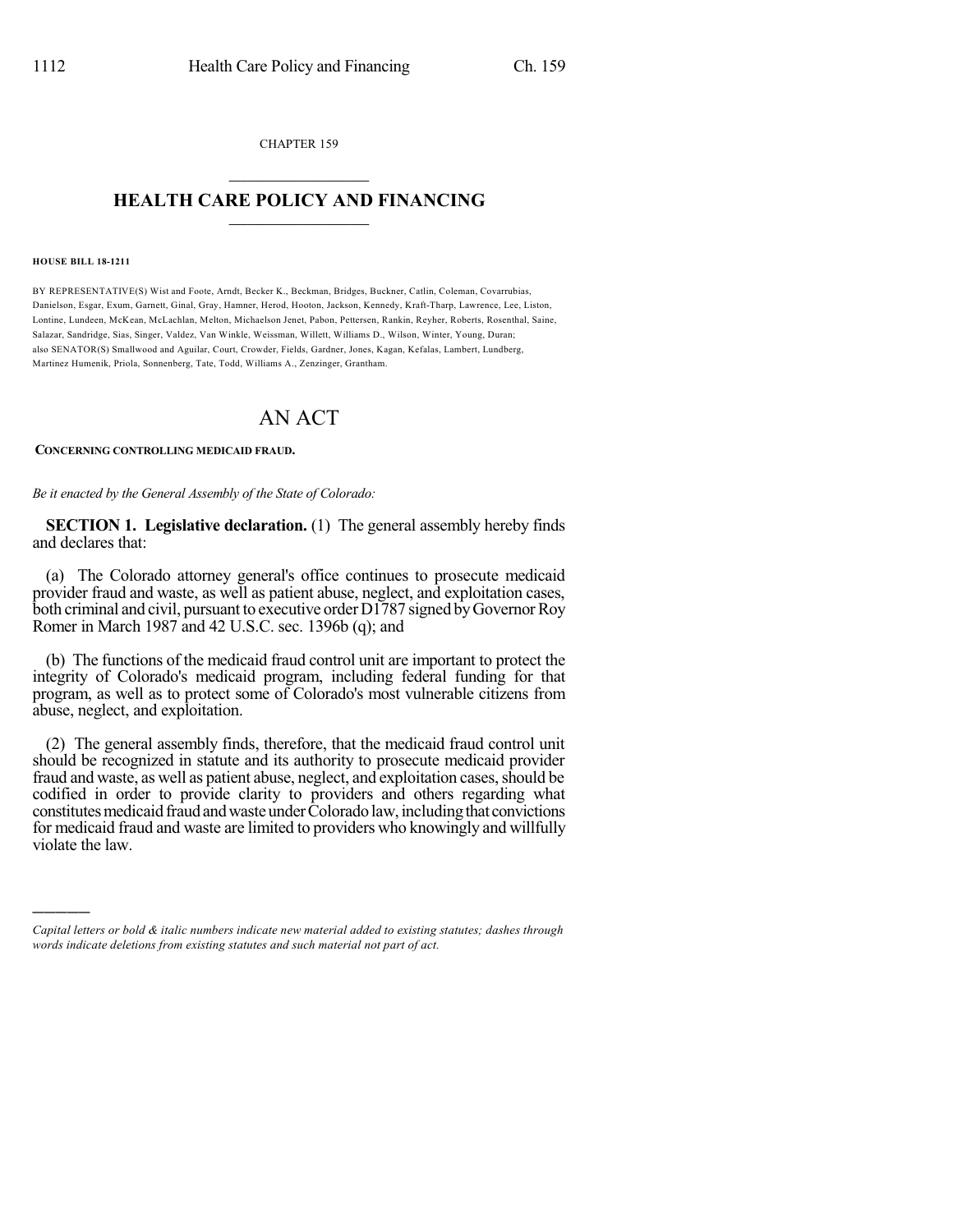CHAPTER 159

# HEALTH CARE POLICY AND FINANCING

**HOUSE BILL 18-1211**

BY REPRESENTATIVE(S) Wist and Foote, Arndt, Becker K., Beckman, Bridges, Buckner, Catlin, Coleman, Covarrubias, Danielson, Esgar, Exum, Garnett, Ginal, Gray, Hamner, Herod, Hooton, Jackson, Kennedy, Kraft-Tharp, Lawrence, Lee, Liston, Lontine, Lundeen, McKean, McLachlan, Melton, Michaelson Jenet, Pabon, Pettersen, Rankin, Reyher, Roberts, Rosenthal, Saine, Salazar, Sandridge, Sias, Singer, Valdez, Van Winkle, Weissman, Willett, Williams D., Wilson, Winter, Young, Duran; also SENATOR(S) Smallwood and Aguilar, Court, Crowder, Fields, Gardner, Jones, Kagan, Kefalas, Lambert, Lundberg, Martinez Humenik, Priola, Sonnenberg, Tate, Todd, Williams A., Zenzinger, Grantham.

# AN ACT

**CONCERNING CONTROLLING MEDICAID FRAUD.**

*Be it enacted by the General Assembly of the State of Colorado:*

**SECTION 1. Legislative declaration.** (1) The general assembly hereby finds and declares that:

(a) The Colorado attorney general's office continues to prosecute medicaid provider fraud and waste, as well as patient abuse, neglect, and exploitation cases, both criminal and civil, pursuant to executive order D1787 signed by Governor Roy Romer in March 1987 and 42 U.S.C. sec. 1396b (q); and

(b) The functions of the medicaid fraud control unit are important to protect the integrity of Colorado's medicaid program, including federal funding for that program, as well as to protect some of Colorado's most vulnerable citizens from abuse, neglect, and exploitation.

(2) The general assembly finds, therefore, that the medicaid fraud control unit should be recognized in statute and its authority to prosecute medicaid provider fraud and waste, as well as patient abuse, neglect, and exploitation cases, should be codified in order to provide clarity to providers and others regarding what constitutes medicaid fraud and waste under Colorado law, including that convictions for medicaid fraud and waste are limited to providers who knowingly and willfully violate the law.

---

*Capital letters or bold & italic numbers indicate new material added to existing statutes; dashes through words indicate deletions from existing statutes and such material not part of act.*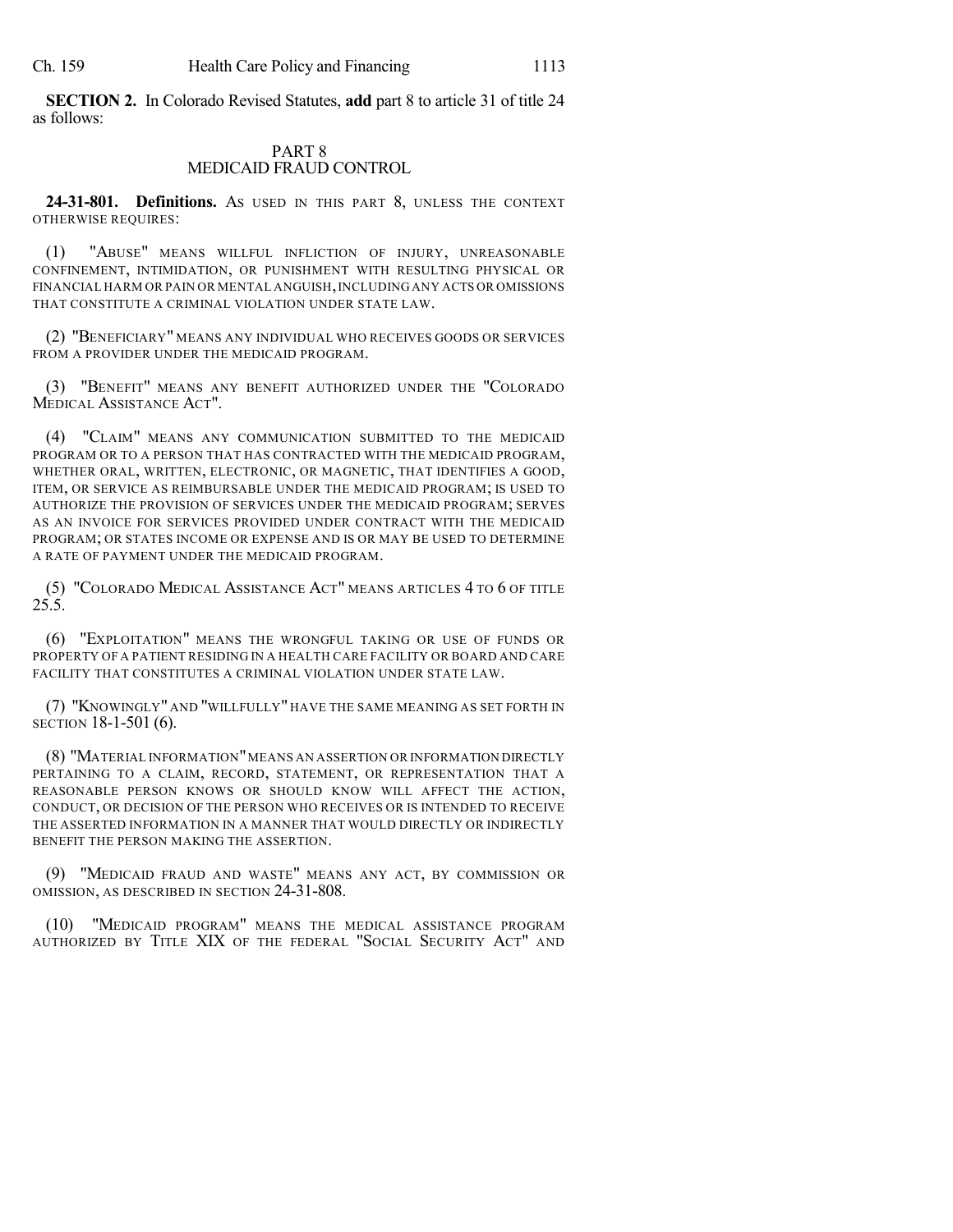**SECTION 2.** In Colorado Revised Statutes, **add** part 8 to article 31 of title 24 as follows:

PART 8
MEDICAID FRAUD CONTROL

**24-31-801. Definitions.** AS USED IN THIS PART 8, UNLESS THE CONTEXT OTHERWISE REQUIRES:

(1) "ABUSE" MEANS WILLFUL INFLICTION OF INJURY, UNREASONABLE CONFINEMENT, INTIMIDATION, OR PUNISHMENT WITH RESULTING PHYSICAL OR FINANCIAL HARM OR PAIN OR MENTAL ANGUISH, INCLUDING ANY ACTS OR OMISSIONS THAT CONSTITUTE A CRIMINAL VIOLATION UNDER STATE LAW.

(2) "BENEFICIARY" MEANS ANY INDIVIDUAL WHO RECEIVES GOODS OR SERVICES FROM A PROVIDER UNDER THE MEDICAID PROGRAM.

(3) "BENEFIT" MEANS ANY BENEFIT AUTHORIZED UNDER THE "COLORADO MEDICAL ASSISTANCE ACT".

(4) "CLAIM" MEANS ANY COMMUNICATION SUBMITTED TO THE MEDICAID PROGRAM OR TO A PERSON THAT HAS CONTRACTED WITH THE MEDICAID PROGRAM, WHETHER ORAL, WRITTEN, ELECTRONIC, OR MAGNETIC, THAT IDENTIFIES A GOOD, ITEM, OR SERVICE AS REIMBURSABLE UNDER THE MEDICAID PROGRAM; IS USED TO AUTHORIZE THE PROVISION OF SERVICES UNDER THE MEDICAID PROGRAM; SERVES AS AN INVOICE FOR SERVICES PROVIDED UNDER CONTRACT WITH THE MEDICAID PROGRAM; OR STATES INCOME OR EXPENSE AND IS OR MAY BE USED TO DETERMINE A RATE OF PAYMENT UNDER THE MEDICAID PROGRAM.

(5) "COLORADO MEDICAL ASSISTANCE ACT" MEANS ARTICLES 4 TO 6 OF TITLE 25.5.

(6) "EXPLOITATION" MEANS THE WRONGFUL TAKING OR USE OF FUNDS OR PROPERTY OF A PATIENT RESIDING IN A HEALTH CARE FACILITY OR BOARD AND CARE FACILITY THAT CONSTITUTES A CRIMINAL VIOLATION UNDER STATE LAW.

(7) "KNOWINGLY" AND "WILLFULLY" HAVE THE SAME MEANING AS SET FORTH IN SECTION 18-1-501 (6).

(8) "MATERIAL INFORMATION" MEANS AN ASSERTION OR INFORMATION DIRECTLY PERTAINING TO A CLAIM, RECORD, STATEMENT, OR REPRESENTATION THAT A REASONABLE PERSON KNOWS OR SHOULD KNOW WILL AFFECT THE ACTION, CONDUCT, OR DECISION OF THE PERSON WHO RECEIVES OR IS INTENDED TO RECEIVE THE ASSERTED INFORMATION IN A MANNER THAT WOULD DIRECTLY OR INDIRECTLY BENEFIT THE PERSON MAKING THE ASSERTION.

(9) "MEDICAID FRAUD AND WASTE" MEANS ANY ACT, BY COMMISSION OR OMISSION, AS DESCRIBED IN SECTION 24-31-808.

(10) "MEDICAID PROGRAM" MEANS THE MEDICAL ASSISTANCE PROGRAM AUTHORIZED BY TITLE XIX OF THE FEDERAL "SOCIAL SECURITY ACT" AND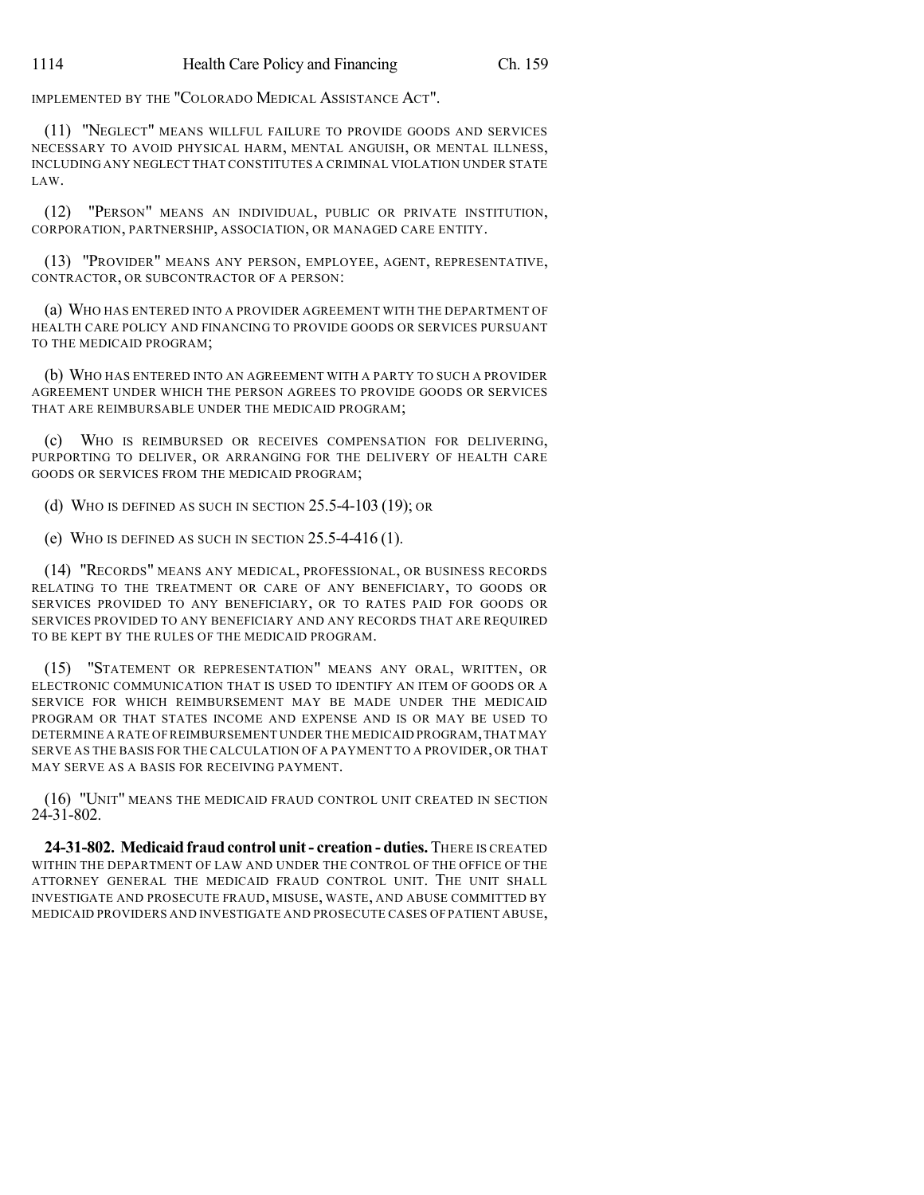IMPLEMENTED BY THE "COLORADO MEDICAL ASSISTANCE ACT".

(11) "NEGLECT" MEANS WILLFUL FAILURE TO PROVIDE GOODS AND SERVICES NECESSARY TO AVOID PHYSICAL HARM, MENTAL ANGUISH, OR MENTAL ILLNESS, INCLUDING ANY NEGLECT THAT CONSTITUTES A CRIMINAL VIOLATION UNDER STATE LAW.

(12) "PERSON" MEANS AN INDIVIDUAL, PUBLIC OR PRIVATE INSTITUTION, CORPORATION, PARTNERSHIP, ASSOCIATION, OR MANAGED CARE ENTITY.

(13) "PROVIDER" MEANS ANY PERSON, EMPLOYEE, AGENT, REPRESENTATIVE, CONTRACTOR, OR SUBCONTRACTOR OF A PERSON:

(a) WHO HAS ENTERED INTO A PROVIDER AGREEMENT WITH THE DEPARTMENT OF HEALTH CARE POLICY AND FINANCING TO PROVIDE GOODS OR SERVICES PURSUANT TO THE MEDICAID PROGRAM;

(b) WHO HAS ENTERED INTO AN AGREEMENT WITH A PARTY TO SUCH A PROVIDER AGREEMENT UNDER WHICH THE PERSON AGREES TO PROVIDE GOODS OR SERVICES THAT ARE REIMBURSABLE UNDER THE MEDICAID PROGRAM;

(c) WHO IS REIMBURSED OR RECEIVES COMPENSATION FOR DELIVERING, PURPORTING TO DELIVER, OR ARRANGING FOR THE DELIVERY OF HEALTH CARE GOODS OR SERVICES FROM THE MEDICAID PROGRAM;

(d) WHO IS DEFINED AS SUCH IN SECTION 25.5-4-103 (19); OR

(e) WHO IS DEFINED AS SUCH IN SECTION 25.5-4-416 (1).

(14) "RECORDS" MEANS ANY MEDICAL, PROFESSIONAL, OR BUSINESS RECORDS RELATING TO THE TREATMENT OR CARE OF ANY BENEFICIARY, TO GOODS OR SERVICES PROVIDED TO ANY BENEFICIARY, OR TO RATES PAID FOR GOODS OR SERVICES PROVIDED TO ANY BENEFICIARY AND ANY RECORDS THAT ARE REQUIRED TO BE KEPT BY THE RULES OF THE MEDICAID PROGRAM.

(15) "STATEMENT OR REPRESENTATION" MEANS ANY ORAL, WRITTEN, OR ELECTRONIC COMMUNICATION THAT IS USED TO IDENTIFY AN ITEM OF GOODS OR A SERVICE FOR WHICH REIMBURSEMENT MAY BE MADE UNDER THE MEDICAID PROGRAM OR THAT STATES INCOME AND EXPENSE AND IS OR MAY BE USED TO DETERMINE A RATE OF REIMBURSEMENT UNDER THE MEDICAID PROGRAM, THAT MAY SERVE AS THE BASIS FOR THE CALCULATION OF A PAYMENT TO A PROVIDER, OR THAT MAY SERVE AS A BASIS FOR RECEIVING PAYMENT.

(16) "UNIT" MEANS THE MEDICAID FRAUD CONTROL UNIT CREATED IN SECTION 24-31-802.

**24-31-802. Medicaid fraud control unit - creation - duties.** THERE IS CREATED WITHIN THE DEPARTMENT OF LAW AND UNDER THE CONTROL OF THE OFFICE OF THE ATTORNEY GENERAL THE MEDICAID FRAUD CONTROL UNIT. THE UNIT SHALL INVESTIGATE AND PROSECUTE FRAUD, MISUSE, WASTE, AND ABUSE COMMITTED BY MEDICAID PROVIDERS AND INVESTIGATE AND PROSECUTE CASES OF PATIENT ABUSE,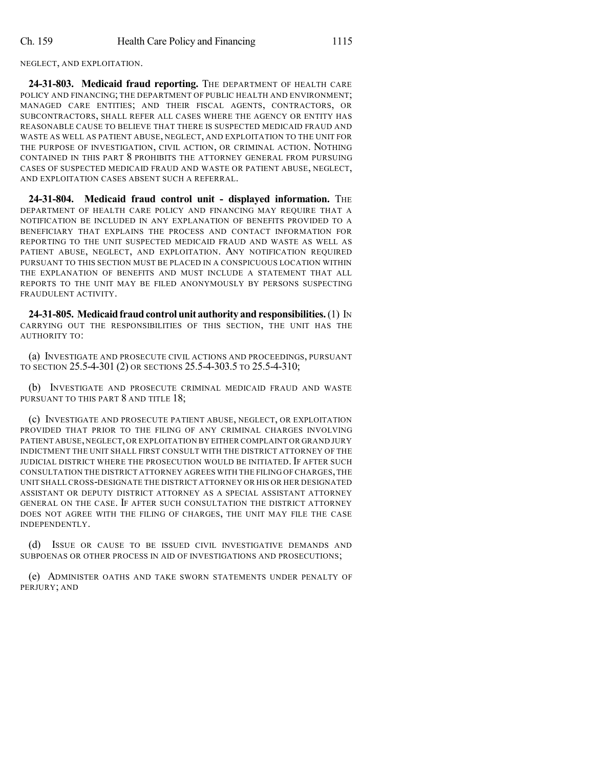NEGLECT, AND EXPLOITATION.

**24-31-803. Medicaid fraud reporting.** THE DEPARTMENT OF HEALTH CARE POLICY AND FINANCING; THE DEPARTMENT OF PUBLIC HEALTH AND ENVIRONMENT; MANAGED CARE ENTITIES; AND THEIR FISCAL AGENTS, CONTRACTORS, OR SUBCONTRACTORS, SHALL REFER ALL CASES WHERE THE AGENCY OR ENTITY HAS REASONABLE CAUSE TO BELIEVE THAT THERE IS SUSPECTED MEDICAID FRAUD AND WASTE AS WELL AS PATIENT ABUSE, NEGLECT, AND EXPLOITATION TO THE UNIT FOR THE PURPOSE OF INVESTIGATION, CIVIL ACTION, OR CRIMINAL ACTION. NOTHING CONTAINED IN THIS PART 8 PROHIBITS THE ATTORNEY GENERAL FROM PURSUING CASES OF SUSPECTED MEDICAID FRAUD AND WASTE OR PATIENT ABUSE, NEGLECT, AND EXPLOITATION CASES ABSENT SUCH A REFERRAL.

**24-31-804. Medicaid fraud control unit - displayed information.** THE DEPARTMENT OF HEALTH CARE POLICY AND FINANCING MAY REQUIRE THAT A NOTIFICATION BE INCLUDED IN ANY EXPLANATION OF BENEFITS PROVIDED TO A BENEFICIARY THAT EXPLAINS THE PROCESS AND CONTACT INFORMATION FOR REPORTING TO THE UNIT SUSPECTED MEDICAID FRAUD AND WASTE AS WELL AS PATIENT ABUSE, NEGLECT, AND EXPLOITATION. ANY NOTIFICATION REQUIRED PURSUANT TO THIS SECTION MUST BE PLACED IN A CONSPICUOUS LOCATION WITHIN THE EXPLANATION OF BENEFITS AND MUST INCLUDE A STATEMENT THAT ALL REPORTS TO THE UNIT MAY BE FILED ANONYMOUSLY BY PERSONS SUSPECTING FRAUDULENT ACTIVITY.

**24-31-805. Medicaid fraud control unit authority and responsibilities.** (1) IN CARRYING OUT THE RESPONSIBILITIES OF THIS SECTION, THE UNIT HAS THE AUTHORITY TO:

(a) INVESTIGATE AND PROSECUTE CIVIL ACTIONS AND PROCEEDINGS, PURSUANT TO SECTION 25.5-4-301 (2) OR SECTIONS 25.5-4-303.5 TO 25.5-4-310;

(b) INVESTIGATE AND PROSECUTE CRIMINAL MEDICAID FRAUD AND WASTE PURSUANT TO THIS PART 8 AND TITLE 18;

(c) INVESTIGATE AND PROSECUTE PATIENT ABUSE, NEGLECT, OR EXPLOITATION PROVIDED THAT PRIOR TO THE FILING OF ANY CRIMINAL CHARGES INVOLVING PATIENT ABUSE, NEGLECT, OR EXPLOITATION BY EITHER COMPLAINT OR GRAND JURY INDICTMENT THE UNIT SHALL FIRST CONSULT WITH THE DISTRICT ATTORNEY OF THE JUDICIAL DISTRICT WHERE THE PROSECUTION WOULD BE INITIATED. IF AFTER SUCH CONSULTATION THE DISTRICT ATTORNEY AGREES WITH THE FILING OF CHARGES, THE UNIT SHALL CROSS-DESIGNATE THE DISTRICT ATTORNEY OR HIS OR HER DESIGNATED ASSISTANT OR DEPUTY DISTRICT ATTORNEY AS A SPECIAL ASSISTANT ATTORNEY GENERAL ON THE CASE. IF AFTER SUCH CONSULTATION THE DISTRICT ATTORNEY DOES NOT AGREE WITH THE FILING OF CHARGES, THE UNIT MAY FILE THE CASE INDEPENDENTLY.

(d) ISSUE OR CAUSE TO BE ISSUED CIVIL INVESTIGATIVE DEMANDS AND SUBPOENAS OR OTHER PROCESS IN AID OF INVESTIGATIONS AND PROSECUTIONS;

(e) ADMINISTER OATHS AND TAKE SWORN STATEMENTS UNDER PENALTY OF PERJURY; AND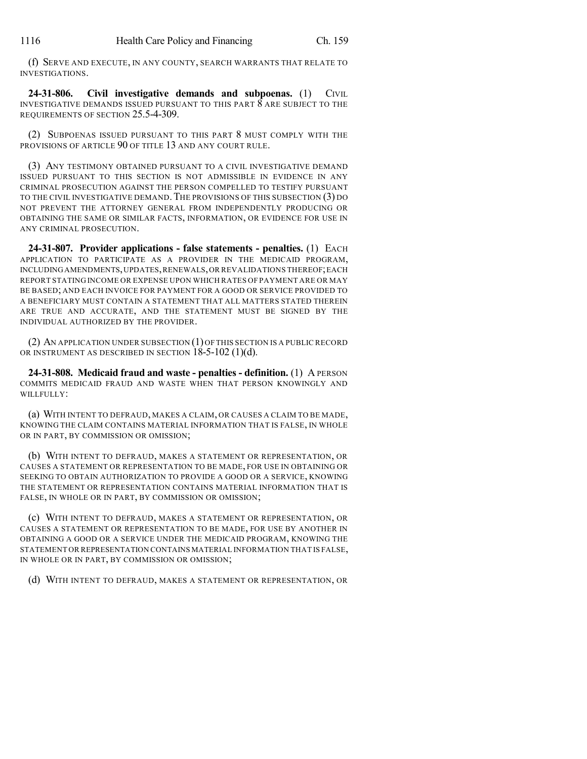(f) SERVE AND EXECUTE, IN ANY COUNTY, SEARCH WARRANTS THAT RELATE TO INVESTIGATIONS.

**24-31-806. Civil investigative demands and subpoenas.** (1) CIVIL INVESTIGATIVE DEMANDS ISSUED PURSUANT TO THIS PART 8 ARE SUBJECT TO THE REQUIREMENTS OF SECTION 25.5-4-309.

(2) SUBPOENAS ISSUED PURSUANT TO THIS PART 8 MUST COMPLY WITH THE PROVISIONS OF ARTICLE 90 OF TITLE 13 AND ANY COURT RULE.

(3) ANY TESTIMONY OBTAINED PURSUANT TO A CIVIL INVESTIGATIVE DEMAND ISSUED PURSUANT TO THIS SECTION IS NOT ADMISSIBLE IN EVIDENCE IN ANY CRIMINAL PROSECUTION AGAINST THE PERSON COMPELLED TO TESTIFY PURSUANT TO THE CIVIL INVESTIGATIVE DEMAND. THE PROVISIONS OF THIS SUBSECTION (3) DO NOT PREVENT THE ATTORNEY GENERAL FROM INDEPENDENTLY PRODUCING OR OBTAINING THE SAME OR SIMILAR FACTS, INFORMATION, OR EVIDENCE FOR USE IN ANY CRIMINAL PROSECUTION.

**24-31-807. Provider applications - false statements - penalties.** (1) EACH APPLICATION TO PARTICIPATE AS A PROVIDER IN THE MEDICAID PROGRAM, INCLUDING AMENDMENTS, UPDATES, RENEWALS, OR REVALIDATIONS THEREOF; EACH REPORT STATING INCOME OR EXPENSE UPON WHICH RATES OF PAYMENT ARE OR MAY BE BASED; AND EACH INVOICE FOR PAYMENT FOR A GOOD OR SERVICE PROVIDED TO A BENEFICIARY MUST CONTAIN A STATEMENT THAT ALL MATTERS STATED THEREIN ARE TRUE AND ACCURATE, AND THE STATEMENT MUST BE SIGNED BY THE INDIVIDUAL AUTHORIZED BY THE PROVIDER.

(2) AN APPLICATION UNDER SUBSECTION (1) OF THIS SECTION IS A PUBLIC RECORD OR INSTRUMENT AS DESCRIBED IN SECTION 18-5-102 (1)(d).

**24-31-808. Medicaid fraud and waste - penalties - definition.** (1) A PERSON COMMITS MEDICAID FRAUD AND WASTE WHEN THAT PERSON KNOWINGLY AND WILLFULLY:

(a) WITH INTENT TO DEFRAUD, MAKES A CLAIM, OR CAUSES A CLAIM TO BE MADE, KNOWING THE CLAIM CONTAINS MATERIAL INFORMATION THAT IS FALSE, IN WHOLE OR IN PART, BY COMMISSION OR OMISSION;

(b) WITH INTENT TO DEFRAUD, MAKES A STATEMENT OR REPRESENTATION, OR CAUSES A STATEMENT OR REPRESENTATION TO BE MADE, FOR USE IN OBTAINING OR SEEKING TO OBTAIN AUTHORIZATION TO PROVIDE A GOOD OR A SERVICE, KNOWING THE STATEMENT OR REPRESENTATION CONTAINS MATERIAL INFORMATION THAT IS FALSE, IN WHOLE OR IN PART, BY COMMISSION OR OMISSION;

(c) WITH INTENT TO DEFRAUD, MAKES A STATEMENT OR REPRESENTATION, OR CAUSES A STATEMENT OR REPRESENTATION TO BE MADE, FOR USE BY ANOTHER IN OBTAINING A GOOD OR A SERVICE UNDER THE MEDICAID PROGRAM, KNOWING THE STATEMENT OR REPRESENTATION CONTAINS MATERIAL INFORMATION THAT IS FALSE, IN WHOLE OR IN PART, BY COMMISSION OR OMISSION;

(d) WITH INTENT TO DEFRAUD, MAKES A STATEMENT OR REPRESENTATION, OR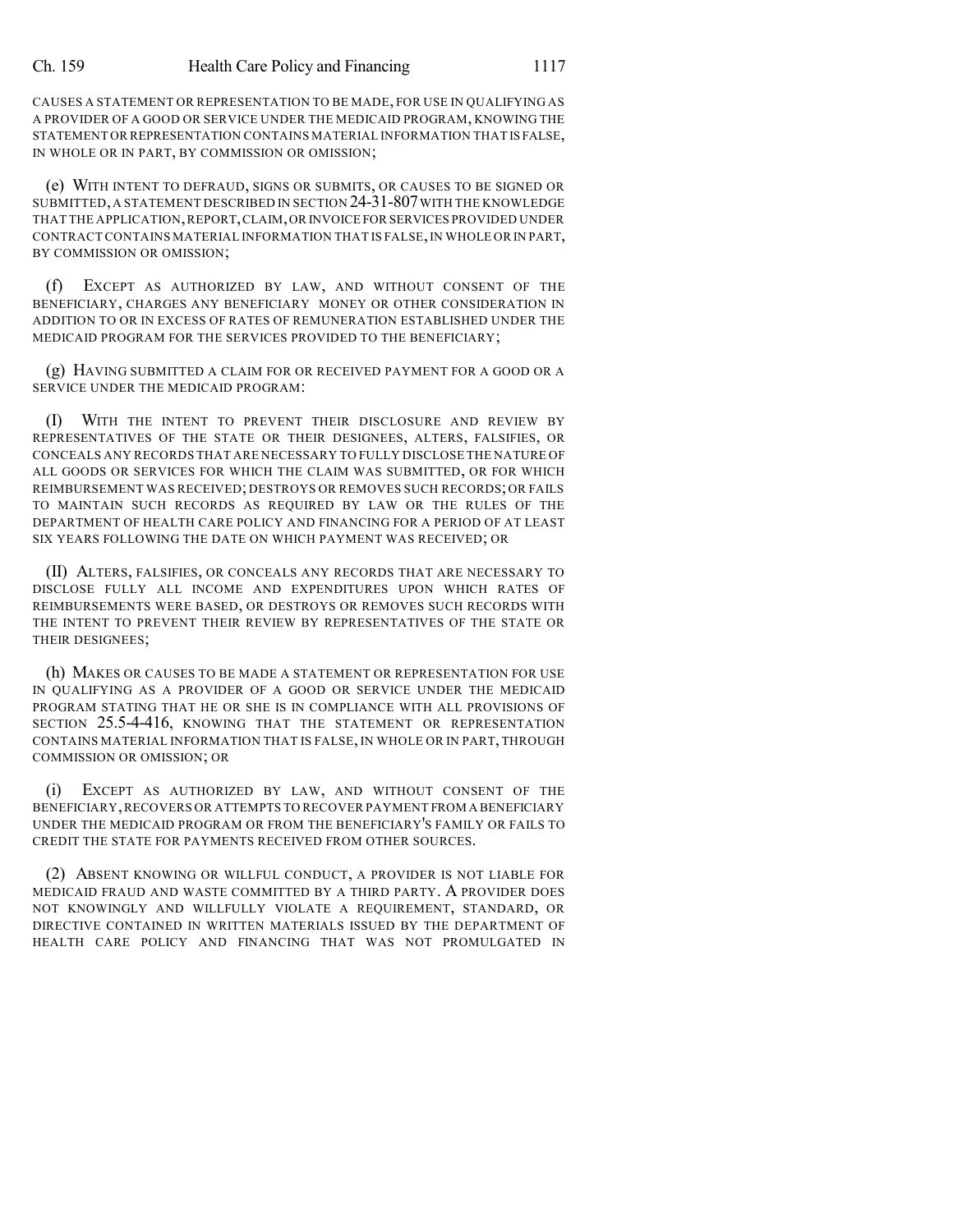CAUSES A STATEMENT OR REPRESENTATION TO BE MADE, FOR USE IN QUALIFYING AS A PROVIDER OF A GOOD OR SERVICE UNDER THE MEDICAID PROGRAM, KNOWING THE STATEMENT OR REPRESENTATION CONTAINS MATERIAL INFORMATION THAT IS FALSE, IN WHOLE OR IN PART, BY COMMISSION OR OMISSION;

(e) WITH INTENT TO DEFRAUD, SIGNS OR SUBMITS, OR CAUSES TO BE SIGNED OR SUBMITTED, A STATEMENT DESCRIBED IN SECTION 24-31-807 WITH THE KNOWLEDGE THAT THE APPLICATION, REPORT, CLAIM, OR INVOICE FOR SERVICES PROVIDED UNDER CONTRACT CONTAINS MATERIAL INFORMATION THAT IS FALSE, IN WHOLE OR IN PART, BY COMMISSION OR OMISSION;

(f) EXCEPT AS AUTHORIZED BY LAW, AND WITHOUT CONSENT OF THE BENEFICIARY, CHARGES ANY BENEFICIARY MONEY OR OTHER CONSIDERATION IN ADDITION TO OR IN EXCESS OF RATES OF REMUNERATION ESTABLISHED UNDER THE MEDICAID PROGRAM FOR THE SERVICES PROVIDED TO THE BENEFICIARY;

(g) HAVING SUBMITTED A CLAIM FOR OR RECEIVED PAYMENT FOR A GOOD OR A SERVICE UNDER THE MEDICAID PROGRAM:

(I) WITH THE INTENT TO PREVENT THEIR DISCLOSURE AND REVIEW BY REPRESENTATIVES OF THE STATE OR THEIR DESIGNEES, ALTERS, FALSIFIES, OR CONCEALS ANY RECORDS THAT ARE NECESSARY TO FULLY DISCLOSE THE NATURE OF ALL GOODS OR SERVICES FOR WHICH THE CLAIM WAS SUBMITTED, OR FOR WHICH REIMBURSEMENT WAS RECEIVED; DESTROYS OR REMOVES SUCH RECORDS; OR FAILS TO MAINTAIN SUCH RECORDS AS REQUIRED BY LAW OR THE RULES OF THE DEPARTMENT OF HEALTH CARE POLICY AND FINANCING FOR A PERIOD OF AT LEAST SIX YEARS FOLLOWING THE DATE ON WHICH PAYMENT WAS RECEIVED; OR

(II) ALTERS, FALSIFIES, OR CONCEALS ANY RECORDS THAT ARE NECESSARY TO DISCLOSE FULLY ALL INCOME AND EXPENDITURES UPON WHICH RATES OF REIMBURSEMENTS WERE BASED, OR DESTROYS OR REMOVES SUCH RECORDS WITH THE INTENT TO PREVENT THEIR REVIEW BY REPRESENTATIVES OF THE STATE OR THEIR DESIGNEES;

(h) MAKES OR CAUSES TO BE MADE A STATEMENT OR REPRESENTATION FOR USE IN QUALIFYING AS A PROVIDER OF A GOOD OR SERVICE UNDER THE MEDICAID PROGRAM STATING THAT HE OR SHE IS IN COMPLIANCE WITH ALL PROVISIONS OF SECTION 25.5-4-416, KNOWING THAT THE STATEMENT OR REPRESENTATION CONTAINS MATERIAL INFORMATION THAT IS FALSE, IN WHOLE OR IN PART, THROUGH COMMISSION OR OMISSION; OR

(i) EXCEPT AS AUTHORIZED BY LAW, AND WITHOUT CONSENT OF THE BENEFICIARY, RECOVERS OR ATTEMPTS TO RECOVER PAYMENT FROM A BENEFICIARY UNDER THE MEDICAID PROGRAM OR FROM THE BENEFICIARY'S FAMILY OR FAILS TO CREDIT THE STATE FOR PAYMENTS RECEIVED FROM OTHER SOURCES.

(2) ABSENT KNOWING OR WILLFUL CONDUCT, A PROVIDER IS NOT LIABLE FOR MEDICAID FRAUD AND WASTE COMMITTED BY A THIRD PARTY. A PROVIDER DOES NOT KNOWINGLY AND WILLFULLY VIOLATE A REQUIREMENT, STANDARD, OR DIRECTIVE CONTAINED IN WRITTEN MATERIALS ISSUED BY THE DEPARTMENT OF HEALTH CARE POLICY AND FINANCING THAT WAS NOT PROMULGATED IN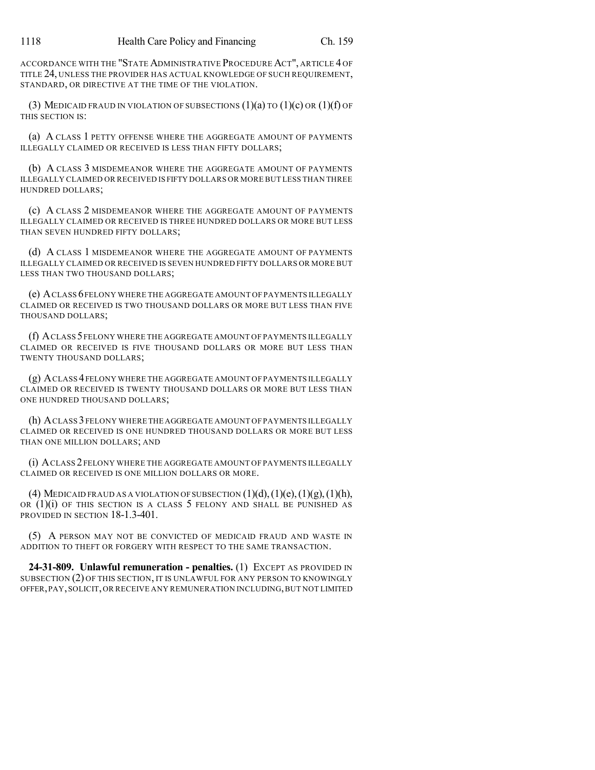ACCORDANCE WITH THE "STATE ADMINISTRATIVE PROCEDURE ACT", ARTICLE 4 OF TITLE 24, UNLESS THE PROVIDER HAS ACTUAL KNOWLEDGE OF SUCH REQUIREMENT, STANDARD, OR DIRECTIVE AT THE TIME OF THE VIOLATION.

(3) MEDICAID FRAUD IN VIOLATION OF SUBSECTIONS (1)(a) TO (1)(c) OR (1)(f) OF THIS SECTION IS:

(a) A CLASS 1 PETTY OFFENSE WHERE THE AGGREGATE AMOUNT OF PAYMENTS ILLEGALLY CLAIMED OR RECEIVED IS LESS THAN FIFTY DOLLARS;

(b) A CLASS 3 MISDEMEANOR WHERE THE AGGREGATE AMOUNT OF PAYMENTS ILLEGALLY CLAIMED OR RECEIVED IS FIFTY DOLLARS OR MORE BUT LESS THAN THREE HUNDRED DOLLARS;

(c) A CLASS 2 MISDEMEANOR WHERE THE AGGREGATE AMOUNT OF PAYMENTS ILLEGALLY CLAIMED OR RECEIVED IS THREE HUNDRED DOLLARS OR MORE BUT LESS THAN SEVEN HUNDRED FIFTY DOLLARS;

(d) A CLASS 1 MISDEMEANOR WHERE THE AGGREGATE AMOUNT OF PAYMENTS ILLEGALLY CLAIMED OR RECEIVED IS SEVEN HUNDRED FIFTY DOLLARS OR MORE BUT LESS THAN TWO THOUSAND DOLLARS;

(e) A CLASS 6 FELONY WHERE THE AGGREGATE AMOUNT OF PAYMENTS ILLEGALLY CLAIMED OR RECEIVED IS TWO THOUSAND DOLLARS OR MORE BUT LESS THAN FIVE THOUSAND DOLLARS;

(f) A CLASS 5 FELONY WHERE THE AGGREGATE AMOUNT OF PAYMENTS ILLEGALLY CLAIMED OR RECEIVED IS FIVE THOUSAND DOLLARS OR MORE BUT LESS THAN TWENTY THOUSAND DOLLARS;

(g) A CLASS 4 FELONY WHERE THE AGGREGATE AMOUNT OF PAYMENTS ILLEGALLY CLAIMED OR RECEIVED IS TWENTY THOUSAND DOLLARS OR MORE BUT LESS THAN ONE HUNDRED THOUSAND DOLLARS;

(h) A CLASS 3 FELONY WHERE THE AGGREGATE AMOUNT OF PAYMENTS ILLEGALLY CLAIMED OR RECEIVED IS ONE HUNDRED THOUSAND DOLLARS OR MORE BUT LESS THAN ONE MILLION DOLLARS; AND

(i) A CLASS 2 FELONY WHERE THE AGGREGATE AMOUNT OF PAYMENTS ILLEGALLY CLAIMED OR RECEIVED IS ONE MILLION DOLLARS OR MORE.

(4) MEDICAID FRAUD AS A VIOLATION OF SUBSECTION (1)(d), (1)(e), (1)(g), (1)(h), OR (1)(i) OF THIS SECTION IS A CLASS 5 FELONY AND SHALL BE PUNISHED AS PROVIDED IN SECTION 18-1.3-401.

(5) A PERSON MAY NOT BE CONVICTED OF MEDICAID FRAUD AND WASTE IN ADDITION TO THEFT OR FORGERY WITH RESPECT TO THE SAME TRANSACTION.

**24-31-809. Unlawful remuneration - penalties.** (1) EXCEPT AS PROVIDED IN SUBSECTION (2) OF THIS SECTION, IT IS UNLAWFUL FOR ANY PERSON TO KNOWINGLY OFFER, PAY, SOLICIT, OR RECEIVE ANY REMUNERATION INCLUDING, BUT NOT LIMITED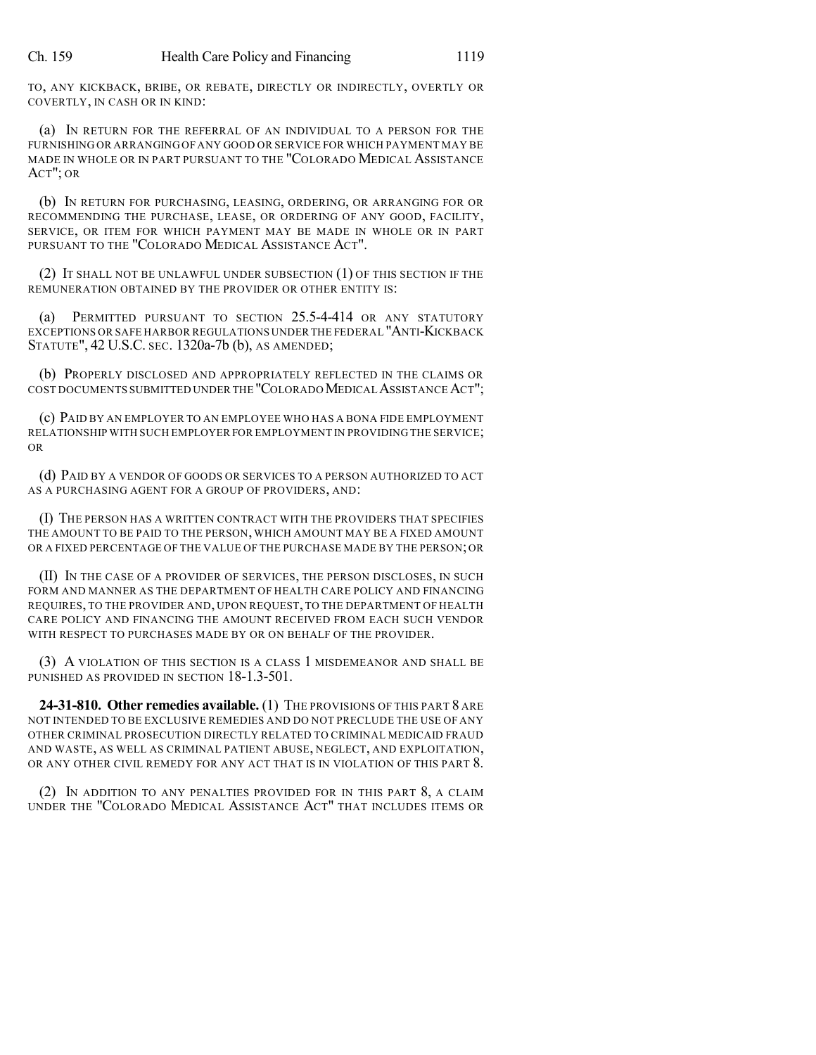TO, ANY KICKBACK, BRIBE, OR REBATE, DIRECTLY OR INDIRECTLY, OVERTLY OR COVERTLY, IN CASH OR IN KIND:

(a) IN RETURN FOR THE REFERRAL OF AN INDIVIDUAL TO A PERSON FOR THE FURNISHING OR ARRANGING OF ANY GOOD OR SERVICE FOR WHICH PAYMENT MAY BE MADE IN WHOLE OR IN PART PURSUANT TO THE "COLORADO MEDICAL ASSISTANCE ACT"; OR

(b) IN RETURN FOR PURCHASING, LEASING, ORDERING, OR ARRANGING FOR OR RECOMMENDING THE PURCHASE, LEASE, OR ORDERING OF ANY GOOD, FACILITY, SERVICE, OR ITEM FOR WHICH PAYMENT MAY BE MADE IN WHOLE OR IN PART PURSUANT TO THE "COLORADO MEDICAL ASSISTANCE ACT".

(2) IT SHALL NOT BE UNLAWFUL UNDER SUBSECTION (1) OF THIS SECTION IF THE REMUNERATION OBTAINED BY THE PROVIDER OR OTHER ENTITY IS:

(a) PERMITTED PURSUANT TO SECTION 25.5-4-414 OR ANY STATUTORY EXCEPTIONS OR SAFE HARBOR REGULATIONS UNDER THE FEDERAL "ANTI-KICKBACK STATUTE", 42 U.S.C. SEC. 1320a-7b (b), AS AMENDED;

(b) PROPERLY DISCLOSED AND APPROPRIATELY REFLECTED IN THE CLAIMS OR COST DOCUMENTS SUBMITTED UNDER THE "COLORADO MEDICAL ASSISTANCE ACT";

(c) PAID BY AN EMPLOYER TO AN EMPLOYEE WHO HAS A BONA FIDE EMPLOYMENT RELATIONSHIP WITH SUCH EMPLOYER FOR EMPLOYMENT IN PROVIDING THE SERVICE; OR

(d) PAID BY A VENDOR OF GOODS OR SERVICES TO A PERSON AUTHORIZED TO ACT AS A PURCHASING AGENT FOR A GROUP OF PROVIDERS, AND:

(I) THE PERSON HAS A WRITTEN CONTRACT WITH THE PROVIDERS THAT SPECIFIES THE AMOUNT TO BE PAID TO THE PERSON, WHICH AMOUNT MAY BE A FIXED AMOUNT OR A FIXED PERCENTAGE OF THE VALUE OF THE PURCHASE MADE BY THE PERSON; OR

(II) IN THE CASE OF A PROVIDER OF SERVICES, THE PERSON DISCLOSES, IN SUCH FORM AND MANNER AS THE DEPARTMENT OF HEALTH CARE POLICY AND FINANCING REQUIRES, TO THE PROVIDER AND, UPON REQUEST, TO THE DEPARTMENT OF HEALTH CARE POLICY AND FINANCING THE AMOUNT RECEIVED FROM EACH SUCH VENDOR WITH RESPECT TO PURCHASES MADE BY OR ON BEHALF OF THE PROVIDER.

(3) A VIOLATION OF THIS SECTION IS A CLASS 1 MISDEMEANOR AND SHALL BE PUNISHED AS PROVIDED IN SECTION 18-1.3-501.

**24-31-810. Other remedies available.** (1) THE PROVISIONS OF THIS PART 8 ARE NOT INTENDED TO BE EXCLUSIVE REMEDIES AND DO NOT PRECLUDE THE USE OF ANY OTHER CRIMINAL PROSECUTION DIRECTLY RELATED TO CRIMINAL MEDICAID FRAUD AND WASTE, AS WELL AS CRIMINAL PATIENT ABUSE, NEGLECT, AND EXPLOITATION, OR ANY OTHER CIVIL REMEDY FOR ANY ACT THAT IS IN VIOLATION OF THIS PART 8.

(2) IN ADDITION TO ANY PENALTIES PROVIDED FOR IN THIS PART 8, A CLAIM UNDER THE "COLORADO MEDICAL ASSISTANCE ACT" THAT INCLUDES ITEMS OR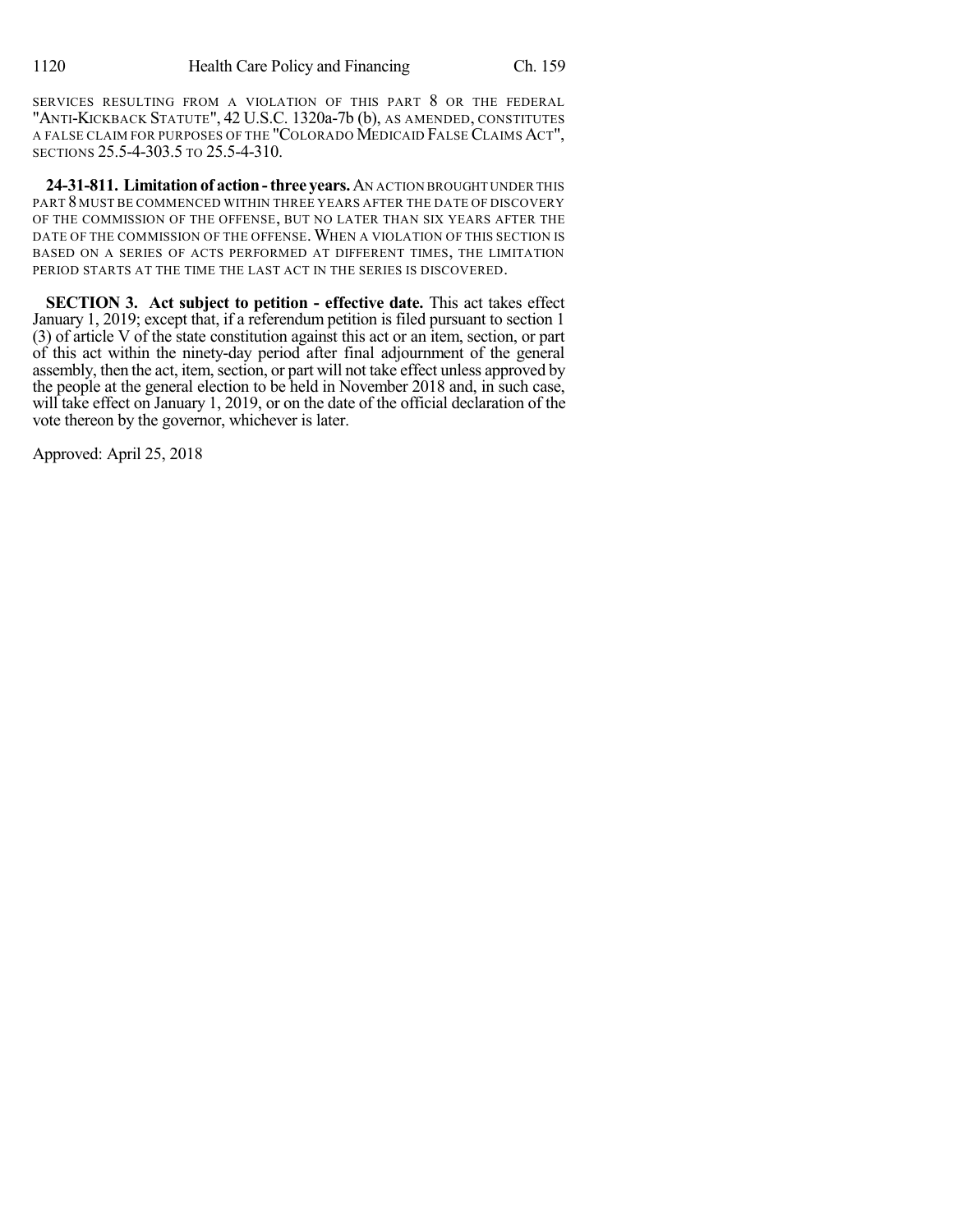SERVICES RESULTING FROM A VIOLATION OF THIS PART 8 OR THE FEDERAL "ANTI-KICKBACK STATUTE", 42 U.S.C. 1320a-7b (b), AS AMENDED, CONSTITUTES A FALSE CLAIM FOR PURPOSES OF THE "COLORADO MEDICAID FALSE CLAIMS ACT", SECTIONS 25.5-4-303.5 TO 25.5-4-310.

**24-31-811. Limitation of action - three years.** AN ACTION BROUGHT UNDER THIS PART 8 MUST BE COMMENCED WITHIN THREE YEARS AFTER THE DATE OF DISCOVERY OF THE COMMISSION OF THE OFFENSE, BUT NO LATER THAN SIX YEARS AFTER THE DATE OF THE COMMISSION OF THE OFFENSE. WHEN A VIOLATION OF THIS SECTION IS BASED ON A SERIES OF ACTS PERFORMED AT DIFFERENT TIMES, THE LIMITATION PERIOD STARTS AT THE TIME THE LAST ACT IN THE SERIES IS DISCOVERED.

**SECTION 3. Act subject to petition - effective date.** This act takes effect January 1, 2019; except that, if a referendum petition is filed pursuant to section 1 (3) of article V of the state constitution against this act or an item, section, or part of this act within the ninety-day period after final adjournment of the general assembly, then the act, item, section, or part will not take effect unless approved by the people at the general election to be held in November 2018 and, in such case, will take effect on January 1, 2019, or on the date of the official declaration of the vote thereon by the governor, whichever is later.

Approved: April 25, 2018